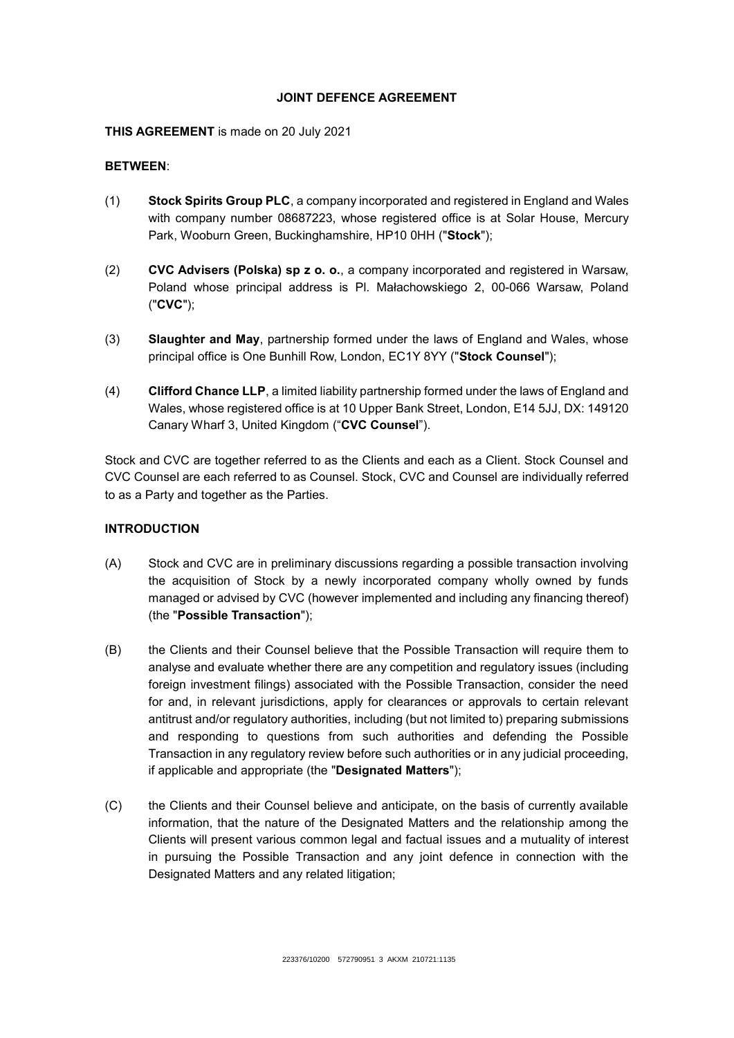# JOINT DEFENCE AGREEMENT

**THIS AGREEMENT** is made on 20 July 2021

**BETWEEN**:

(1) **Stock Spirits Group PLC**, a company incorporated and registered in England and Wales with company number 08687223, whose registered office is at Solar House, Mercury Park, Wooburn Green, Buckinghamshire, HP10 0HH ("**Stock**");

(2) **CVC Advisers (Polska) sp z o. o.**, a company incorporated and registered in Warsaw, Poland whose principal address is Pl. Małachowskiego 2, 00-066 Warsaw, Poland ("**CVC**");

(3) **Slaughter and May**, partnership formed under the laws of England and Wales, whose principal office is One Bunhill Row, London, EC1Y 8YY ("**Stock Counsel**");

(4) **Clifford Chance LLP**, a limited liability partnership formed under the laws of England and Wales, whose registered office is at 10 Upper Bank Street, London, E14 5JJ, DX: 149120 Canary Wharf 3, United Kingdom ("**CVC Counsel**").

Stock and CVC are together referred to as the Clients and each as a Client. Stock Counsel and CVC Counsel are each referred to as Counsel. Stock, CVC and Counsel are individually referred to as a Party and together as the Parties.

**INTRODUCTION**

(A) Stock and CVC are in preliminary discussions regarding a possible transaction involving the acquisition of Stock by a newly incorporated company wholly owned by funds managed or advised by CVC (however implemented and including any financing thereof) (the "**Possible Transaction**");

(B) the Clients and their Counsel believe that the Possible Transaction will require them to analyse and evaluate whether there are any competition and regulatory issues (including foreign investment filings) associated with the Possible Transaction, consider the need for and, in relevant jurisdictions, apply for clearances or approvals to certain relevant antitrust and/or regulatory authorities, including (but not limited to) preparing submissions and responding to questions from such authorities and defending the Possible Transaction in any regulatory review before such authorities or in any judicial proceeding, if applicable and appropriate (the "**Designated Matters**");

(C) the Clients and their Counsel believe and anticipate, on the basis of currently available information, that the nature of the Designated Matters and the relationship among the Clients will present various common legal and factual issues and a mutuality of interest in pursuing the Possible Transaction and any joint defence in connection with the Designated Matters and any related litigation;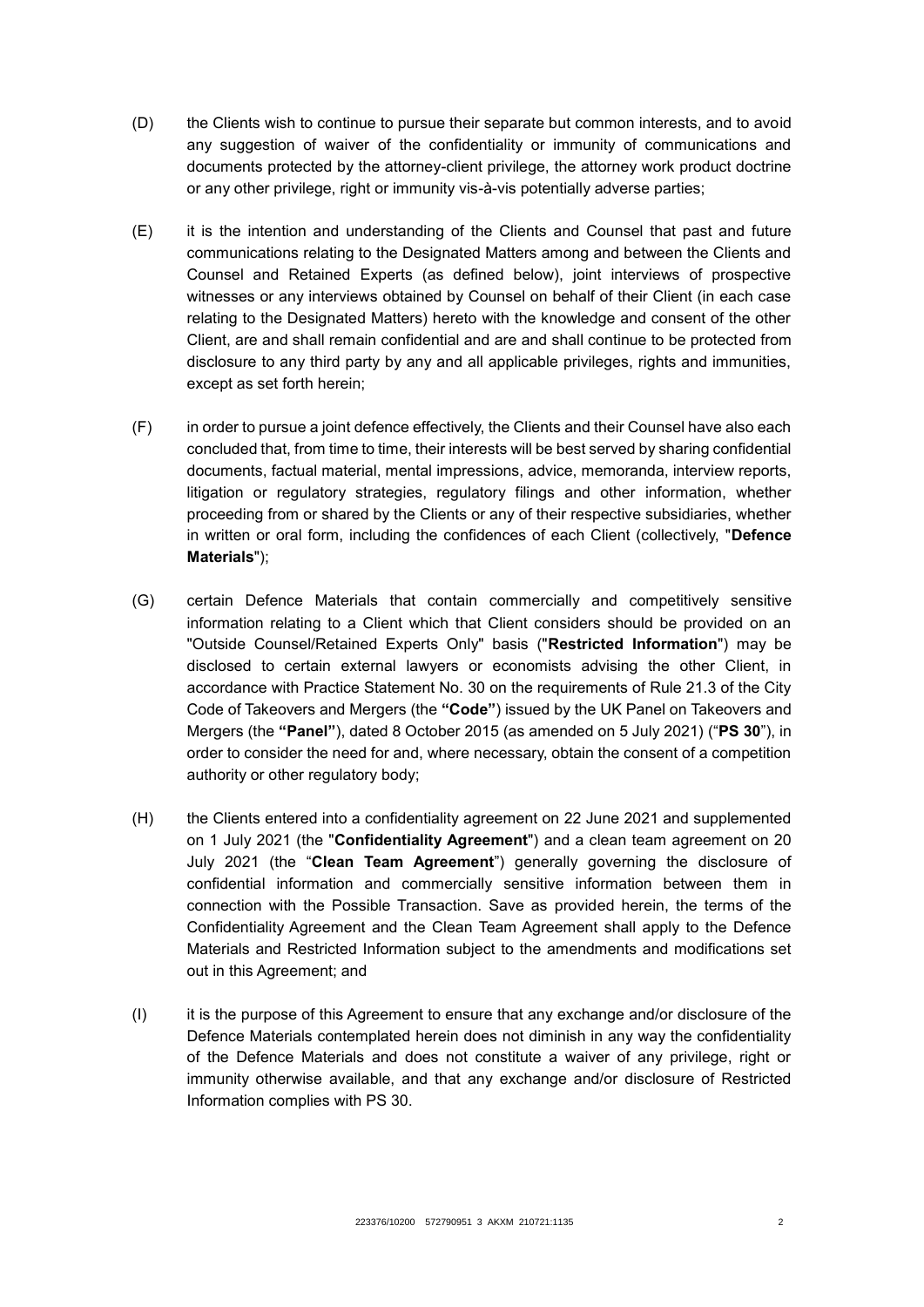(D) the Clients wish to continue to pursue their separate but common interests, and to avoid any suggestion of waiver of the confidentiality or immunity of communications and documents protected by the attorney-client privilege, the attorney work product doctrine or any other privilege, right or immunity vis-à-vis potentially adverse parties;

(E) it is the intention and understanding of the Clients and Counsel that past and future communications relating to the Designated Matters among and between the Clients and Counsel and Retained Experts (as defined below), joint interviews of prospective witnesses or any interviews obtained by Counsel on behalf of their Client (in each case relating to the Designated Matters) hereto with the knowledge and consent of the other Client, are and shall remain confidential and are and shall continue to be protected from disclosure to any third party by any and all applicable privileges, rights and immunities, except as set forth herein;

(F) in order to pursue a joint defence effectively, the Clients and their Counsel have also each concluded that, from time to time, their interests will be best served by sharing confidential documents, factual material, mental impressions, advice, memoranda, interview reports, litigation or regulatory strategies, regulatory filings and other information, whether proceeding from or shared by the Clients or any of their respective subsidiaries, whether in written or oral form, including the confidences of each Client (collectively, "**Defence Materials**");

(G) certain Defence Materials that contain commercially and competitively sensitive information relating to a Client which that Client considers should be provided on an "Outside Counsel/Retained Experts Only" basis ("**Restricted Information**") may be disclosed to certain external lawyers or economists advising the other Client, in accordance with Practice Statement No. 30 on the requirements of Rule 21.3 of the City Code of Takeovers and Mergers (the **"Code"**) issued by the UK Panel on Takeovers and Mergers (the **"Panel"**), dated 8 October 2015 (as amended on 5 July 2021) ("**PS 30**"), in order to consider the need for and, where necessary, obtain the consent of a competition authority or other regulatory body;

(H) the Clients entered into a confidentiality agreement on 22 June 2021 and supplemented on 1 July 2021 (the "**Confidentiality Agreement**") and a clean team agreement on 20 July 2021 (the "**Clean Team Agreement**") generally governing the disclosure of confidential information and commercially sensitive information between them in connection with the Possible Transaction. Save as provided herein, the terms of the Confidentiality Agreement and the Clean Team Agreement shall apply to the Defence Materials and Restricted Information subject to the amendments and modifications set out in this Agreement; and

(I) it is the purpose of this Agreement to ensure that any exchange and/or disclosure of the Defence Materials contemplated herein does not diminish in any way the confidentiality of the Defence Materials and does not constitute a waiver of any privilege, right or immunity otherwise available, and that any exchange and/or disclosure of Restricted Information complies with PS 30.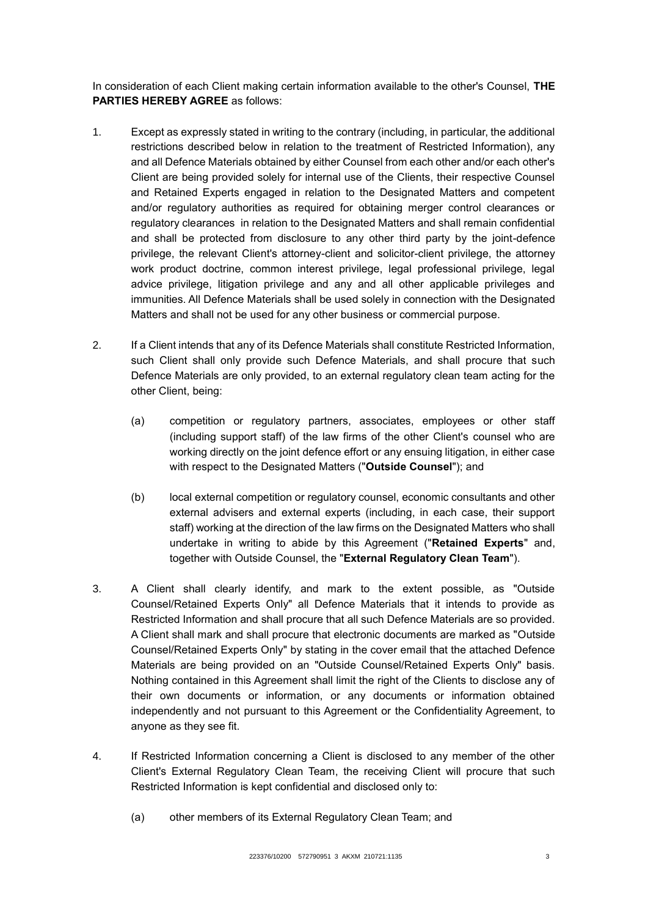In consideration of each Client making certain information available to the other's Counsel, **THE PARTIES HEREBY AGREE** as follows:

1. Except as expressly stated in writing to the contrary (including, in particular, the additional restrictions described below in relation to the treatment of Restricted Information), any and all Defence Materials obtained by either Counsel from each other and/or each other's Client are being provided solely for internal use of the Clients, their respective Counsel and Retained Experts engaged in relation to the Designated Matters and competent and/or regulatory authorities as required for obtaining merger control clearances or regulatory clearances in relation to the Designated Matters and shall remain confidential and shall be protected from disclosure to any other third party by the joint-defence privilege, the relevant Client's attorney-client and solicitor-client privilege, the attorney work product doctrine, common interest privilege, legal professional privilege, legal advice privilege, litigation privilege and any and all other applicable privileges and immunities. All Defence Materials shall be used solely in connection with the Designated Matters and shall not be used for any other business or commercial purpose.

2. If a Client intends that any of its Defence Materials shall constitute Restricted Information, such Client shall only provide such Defence Materials, and shall procure that such Defence Materials are only provided, to an external regulatory clean team acting for the other Client, being:

   (a) competition or regulatory partners, associates, employees or other staff (including support staff) of the law firms of the other Client's counsel who are working directly on the joint defence effort or any ensuing litigation, in either case with respect to the Designated Matters ("**Outside Counsel**"); and

   (b) local external competition or regulatory counsel, economic consultants and other external advisers and external experts (including, in each case, their support staff) working at the direction of the law firms on the Designated Matters who shall undertake in writing to abide by this Agreement ("**Retained Experts**" and, together with Outside Counsel, the "**External Regulatory Clean Team**").

3. A Client shall clearly identify, and mark to the extent possible, as "Outside Counsel/Retained Experts Only" all Defence Materials that it intends to provide as Restricted Information and shall procure that all such Defence Materials are so provided. A Client shall mark and shall procure that electronic documents are marked as "Outside Counsel/Retained Experts Only" by stating in the cover email that the attached Defence Materials are being provided on an "Outside Counsel/Retained Experts Only" basis. Nothing contained in this Agreement shall limit the right of the Clients to disclose any of their own documents or information, or any documents or information obtained independently and not pursuant to this Agreement or the Confidentiality Agreement, to anyone as they see fit.

4. If Restricted Information concerning a Client is disclosed to any member of the other Client's External Regulatory Clean Team, the receiving Client will procure that such Restricted Information is kept confidential and disclosed only to:

   (a) other members of its External Regulatory Clean Team; and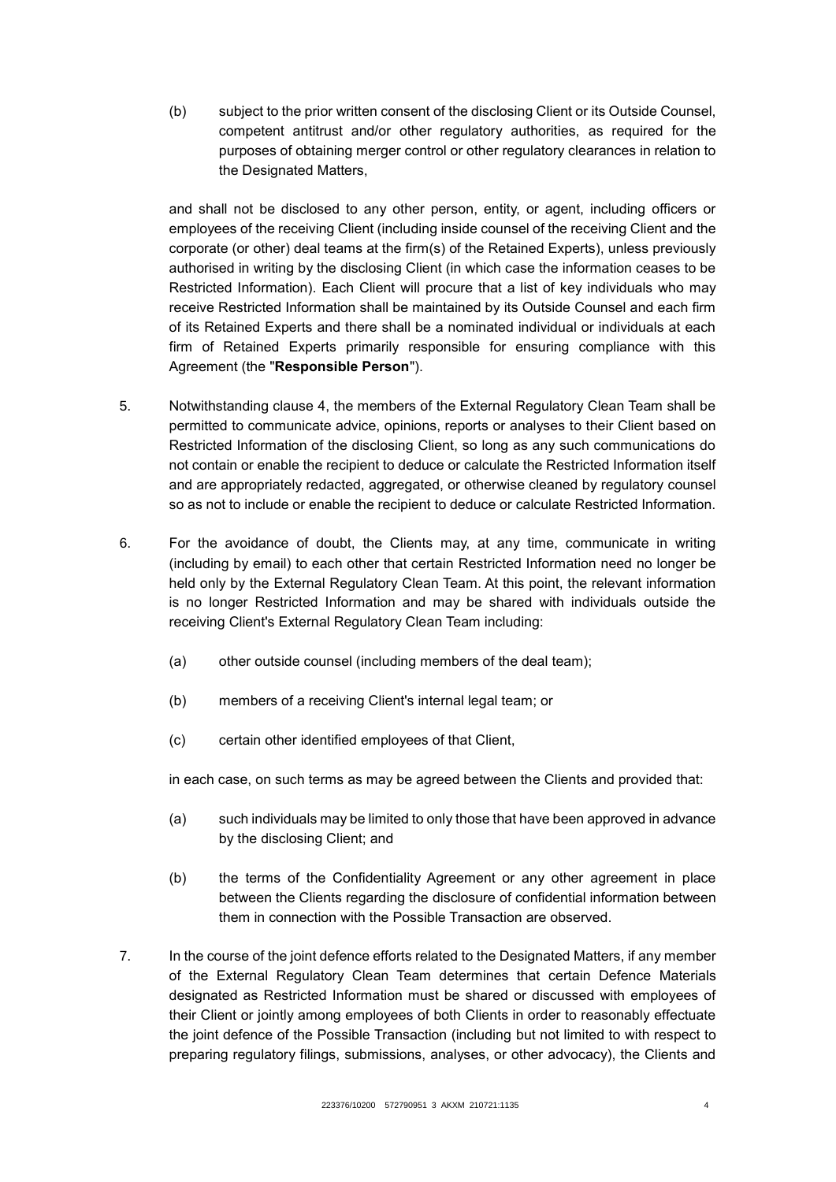(b) subject to the prior written consent of the disclosing Client or its Outside Counsel, competent antitrust and/or other regulatory authorities, as required for the purposes of obtaining merger control or other regulatory clearances in relation to the Designated Matters,

and shall not be disclosed to any other person, entity, or agent, including officers or employees of the receiving Client (including inside counsel of the receiving Client and the corporate (or other) deal teams at the firm(s) of the Retained Experts), unless previously authorised in writing by the disclosing Client (in which case the information ceases to be Restricted Information). Each Client will procure that a list of key individuals who may receive Restricted Information shall be maintained by its Outside Counsel and each firm of its Retained Experts and there shall be a nominated individual or individuals at each firm of Retained Experts primarily responsible for ensuring compliance with this Agreement (the "**Responsible Person**").

5. Notwithstanding clause 4, the members of the External Regulatory Clean Team shall be permitted to communicate advice, opinions, reports or analyses to their Client based on Restricted Information of the disclosing Client, so long as any such communications do not contain or enable the recipient to deduce or calculate the Restricted Information itself and are appropriately redacted, aggregated, or otherwise cleaned by regulatory counsel so as not to include or enable the recipient to deduce or calculate Restricted Information.

6. For the avoidance of doubt, the Clients may, at any time, communicate in writing (including by email) to each other that certain Restricted Information need no longer be held only by the External Regulatory Clean Team. At this point, the relevant information is no longer Restricted Information and may be shared with individuals outside the receiving Client's External Regulatory Clean Team including:

   (a) other outside counsel (including members of the deal team);

   (b) members of a receiving Client's internal legal team; or

   (c) certain other identified employees of that Client,

   in each case, on such terms as may be agreed between the Clients and provided that:

   (a) such individuals may be limited to only those that have been approved in advance by the disclosing Client; and

   (b) the terms of the Confidentiality Agreement or any other agreement in place between the Clients regarding the disclosure of confidential information between them in connection with the Possible Transaction are observed.

7. In the course of the joint defence efforts related to the Designated Matters, if any member of the External Regulatory Clean Team determines that certain Defence Materials designated as Restricted Information must be shared or discussed with employees of their Client or jointly among employees of both Clients in order to reasonably effectuate the joint defence of the Possible Transaction (including but not limited to with respect to preparing regulatory filings, submissions, analyses, or other advocacy), the Clients and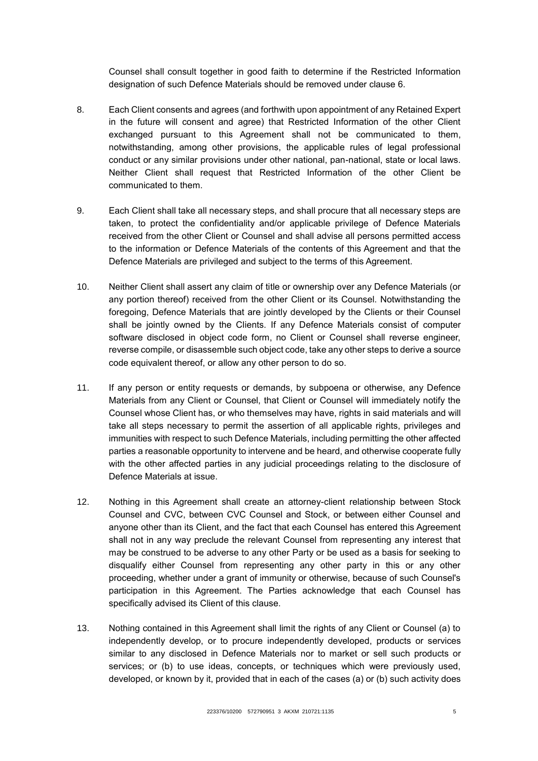Counsel shall consult together in good faith to determine if the Restricted Information designation of such Defence Materials should be removed under clause 6.

8. Each Client consents and agrees (and forthwith upon appointment of any Retained Expert in the future will consent and agree) that Restricted Information of the other Client exchanged pursuant to this Agreement shall not be communicated to them, notwithstanding, among other provisions, the applicable rules of legal professional conduct or any similar provisions under other national, pan-national, state or local laws. Neither Client shall request that Restricted Information of the other Client be communicated to them.

9. Each Client shall take all necessary steps, and shall procure that all necessary steps are taken, to protect the confidentiality and/or applicable privilege of Defence Materials received from the other Client or Counsel and shall advise all persons permitted access to the information or Defence Materials of the contents of this Agreement and that the Defence Materials are privileged and subject to the terms of this Agreement.

10. Neither Client shall assert any claim of title or ownership over any Defence Materials (or any portion thereof) received from the other Client or its Counsel. Notwithstanding the foregoing, Defence Materials that are jointly developed by the Clients or their Counsel shall be jointly owned by the Clients. If any Defence Materials consist of computer software disclosed in object code form, no Client or Counsel shall reverse engineer, reverse compile, or disassemble such object code, take any other steps to derive a source code equivalent thereof, or allow any other person to do so.

11. If any person or entity requests or demands, by subpoena or otherwise, any Defence Materials from any Client or Counsel, that Client or Counsel will immediately notify the Counsel whose Client has, or who themselves may have, rights in said materials and will take all steps necessary to permit the assertion of all applicable rights, privileges and immunities with respect to such Defence Materials, including permitting the other affected parties a reasonable opportunity to intervene and be heard, and otherwise cooperate fully with the other affected parties in any judicial proceedings relating to the disclosure of Defence Materials at issue.

12. Nothing in this Agreement shall create an attorney-client relationship between Stock Counsel and CVC, between CVC Counsel and Stock, or between either Counsel and anyone other than its Client, and the fact that each Counsel has entered this Agreement shall not in any way preclude the relevant Counsel from representing any interest that may be construed to be adverse to any other Party or be used as a basis for seeking to disqualify either Counsel from representing any other party in this or any other proceeding, whether under a grant of immunity or otherwise, because of such Counsel's participation in this Agreement. The Parties acknowledge that each Counsel has specifically advised its Client of this clause.

13. Nothing contained in this Agreement shall limit the rights of any Client or Counsel (a) to independently develop, or to procure independently developed, products or services similar to any disclosed in Defence Materials nor to market or sell such products or services; or (b) to use ideas, concepts, or techniques which were previously used, developed, or known by it, provided that in each of the cases (a) or (b) such activity does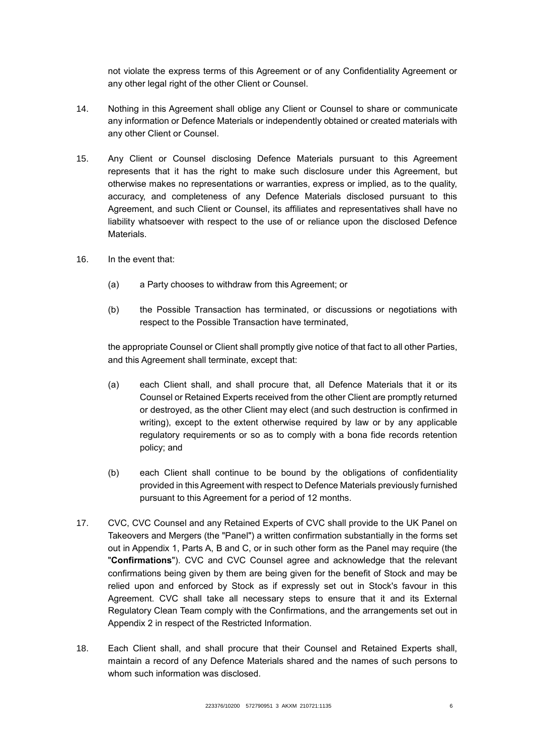not violate the express terms of this Agreement or of any Confidentiality Agreement or any other legal right of the other Client or Counsel.

14. Nothing in this Agreement shall oblige any Client or Counsel to share or communicate any information or Defence Materials or independently obtained or created materials with any other Client or Counsel.

15. Any Client or Counsel disclosing Defence Materials pursuant to this Agreement represents that it has the right to make such disclosure under this Agreement, but otherwise makes no representations or warranties, express or implied, as to the quality, accuracy, and completeness of any Defence Materials disclosed pursuant to this Agreement, and such Client or Counsel, its affiliates and representatives shall have no liability whatsoever with respect to the use of or reliance upon the disclosed Defence Materials.

16. In the event that:

    (a) a Party chooses to withdraw from this Agreement; or

    (b) the Possible Transaction has terminated, or discussions or negotiations with respect to the Possible Transaction have terminated,

    the appropriate Counsel or Client shall promptly give notice of that fact to all other Parties, and this Agreement shall terminate, except that:

    (a) each Client shall, and shall procure that, all Defence Materials that it or its Counsel or Retained Experts received from the other Client are promptly returned or destroyed, as the other Client may elect (and such destruction is confirmed in writing), except to the extent otherwise required by law or by any applicable regulatory requirements or so as to comply with a bona fide records retention policy; and

    (b) each Client shall continue to be bound by the obligations of confidentiality provided in this Agreement with respect to Defence Materials previously furnished pursuant to this Agreement for a period of 12 months.

17. CVC, CVC Counsel and any Retained Experts of CVC shall provide to the UK Panel on Takeovers and Mergers (the "Panel") a written confirmation substantially in the forms set out in Appendix 1, Parts A, B and C, or in such other form as the Panel may require (the "**Confirmations**"). CVC and CVC Counsel agree and acknowledge that the relevant confirmations being given by them are being given for the benefit of Stock and may be relied upon and enforced by Stock as if expressly set out in Stock's favour in this Agreement. CVC shall take all necessary steps to ensure that it and its External Regulatory Clean Team comply with the Confirmations, and the arrangements set out in Appendix 2 in respect of the Restricted Information.

18. Each Client shall, and shall procure that their Counsel and Retained Experts shall, maintain a record of any Defence Materials shared and the names of such persons to whom such information was disclosed.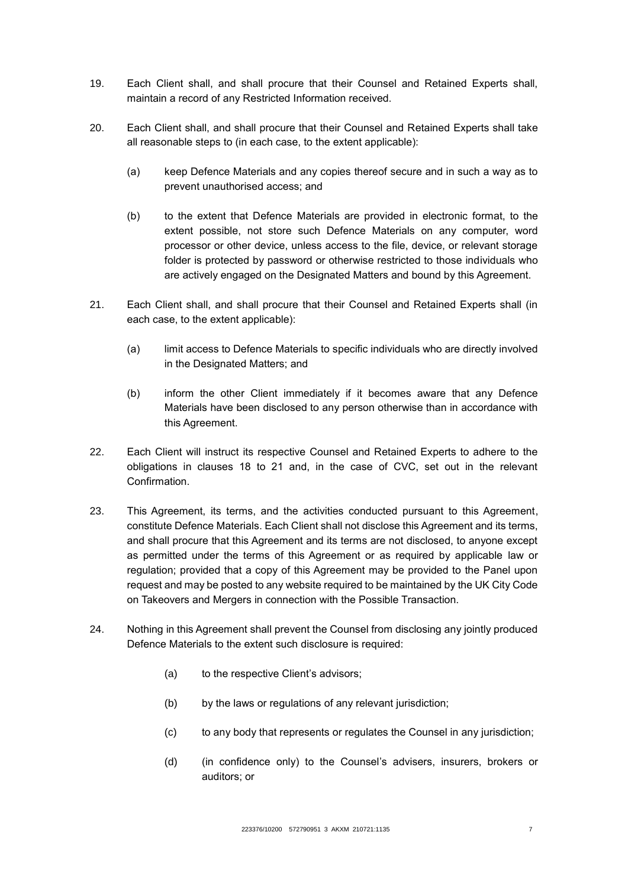19. Each Client shall, and shall procure that their Counsel and Retained Experts shall, maintain a record of any Restricted Information received.

20. Each Client shall, and shall procure that their Counsel and Retained Experts shall take all reasonable steps to (in each case, to the extent applicable):

    (a) keep Defence Materials and any copies thereof secure and in such a way as to prevent unauthorised access; and

    (b) to the extent that Defence Materials are provided in electronic format, to the extent possible, not store such Defence Materials on any computer, word processor or other device, unless access to the file, device, or relevant storage folder is protected by password or otherwise restricted to those individuals who are actively engaged on the Designated Matters and bound by this Agreement.

21. Each Client shall, and shall procure that their Counsel and Retained Experts shall (in each case, to the extent applicable):

    (a) limit access to Defence Materials to specific individuals who are directly involved in the Designated Matters; and

    (b) inform the other Client immediately if it becomes aware that any Defence Materials have been disclosed to any person otherwise than in accordance with this Agreement.

22. Each Client will instruct its respective Counsel and Retained Experts to adhere to the obligations in clauses 18 to 21 and, in the case of CVC, set out in the relevant Confirmation.

23. This Agreement, its terms, and the activities conducted pursuant to this Agreement, constitute Defence Materials. Each Client shall not disclose this Agreement and its terms, and shall procure that this Agreement and its terms are not disclosed, to anyone except as permitted under the terms of this Agreement or as required by applicable law or regulation; provided that a copy of this Agreement may be provided to the Panel upon request and may be posted to any website required to be maintained by the UK City Code on Takeovers and Mergers in connection with the Possible Transaction.

24. Nothing in this Agreement shall prevent the Counsel from disclosing any jointly produced Defence Materials to the extent such disclosure is required:

    (a) to the respective Client's advisors;

    (b) by the laws or regulations of any relevant jurisdiction;

    (c) to any body that represents or regulates the Counsel in any jurisdiction;

    (d) (in confidence only) to the Counsel's advisers, insurers, brokers or auditors; or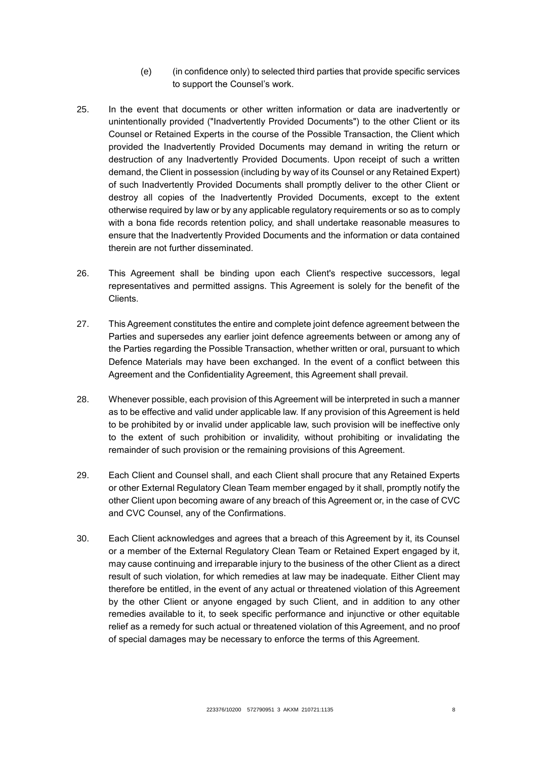(e) (in confidence only) to selected third parties that provide specific services to support the Counsel's work.

25. In the event that documents or other written information or data are inadvertently or unintentionally provided ("Inadvertently Provided Documents") to the other Client or its Counsel or Retained Experts in the course of the Possible Transaction, the Client which provided the Inadvertently Provided Documents may demand in writing the return or destruction of any Inadvertently Provided Documents. Upon receipt of such a written demand, the Client in possession (including by way of its Counsel or any Retained Expert) of such Inadvertently Provided Documents shall promptly deliver to the other Client or destroy all copies of the Inadvertently Provided Documents, except to the extent otherwise required by law or by any applicable regulatory requirements or so as to comply with a bona fide records retention policy, and shall undertake reasonable measures to ensure that the Inadvertently Provided Documents and the information or data contained therein are not further disseminated.

26. This Agreement shall be binding upon each Client's respective successors, legal representatives and permitted assigns. This Agreement is solely for the benefit of the Clients.

27. This Agreement constitutes the entire and complete joint defence agreement between the Parties and supersedes any earlier joint defence agreements between or among any of the Parties regarding the Possible Transaction, whether written or oral, pursuant to which Defence Materials may have been exchanged. In the event of a conflict between this Agreement and the Confidentiality Agreement, this Agreement shall prevail.

28. Whenever possible, each provision of this Agreement will be interpreted in such a manner as to be effective and valid under applicable law. If any provision of this Agreement is held to be prohibited by or invalid under applicable law, such provision will be ineffective only to the extent of such prohibition or invalidity, without prohibiting or invalidating the remainder of such provision or the remaining provisions of this Agreement.

29. Each Client and Counsel shall, and each Client shall procure that any Retained Experts or other External Regulatory Clean Team member engaged by it shall, promptly notify the other Client upon becoming aware of any breach of this Agreement or, in the case of CVC and CVC Counsel, any of the Confirmations.

30. Each Client acknowledges and agrees that a breach of this Agreement by it, its Counsel or a member of the External Regulatory Clean Team or Retained Expert engaged by it, may cause continuing and irreparable injury to the business of the other Client as a direct result of such violation, for which remedies at law may be inadequate. Either Client may therefore be entitled, in the event of any actual or threatened violation of this Agreement by the other Client or anyone engaged by such Client, and in addition to any other remedies available to it, to seek specific performance and injunctive or other equitable relief as a remedy for such actual or threatened violation of this Agreement, and no proof of special damages may be necessary to enforce the terms of this Agreement.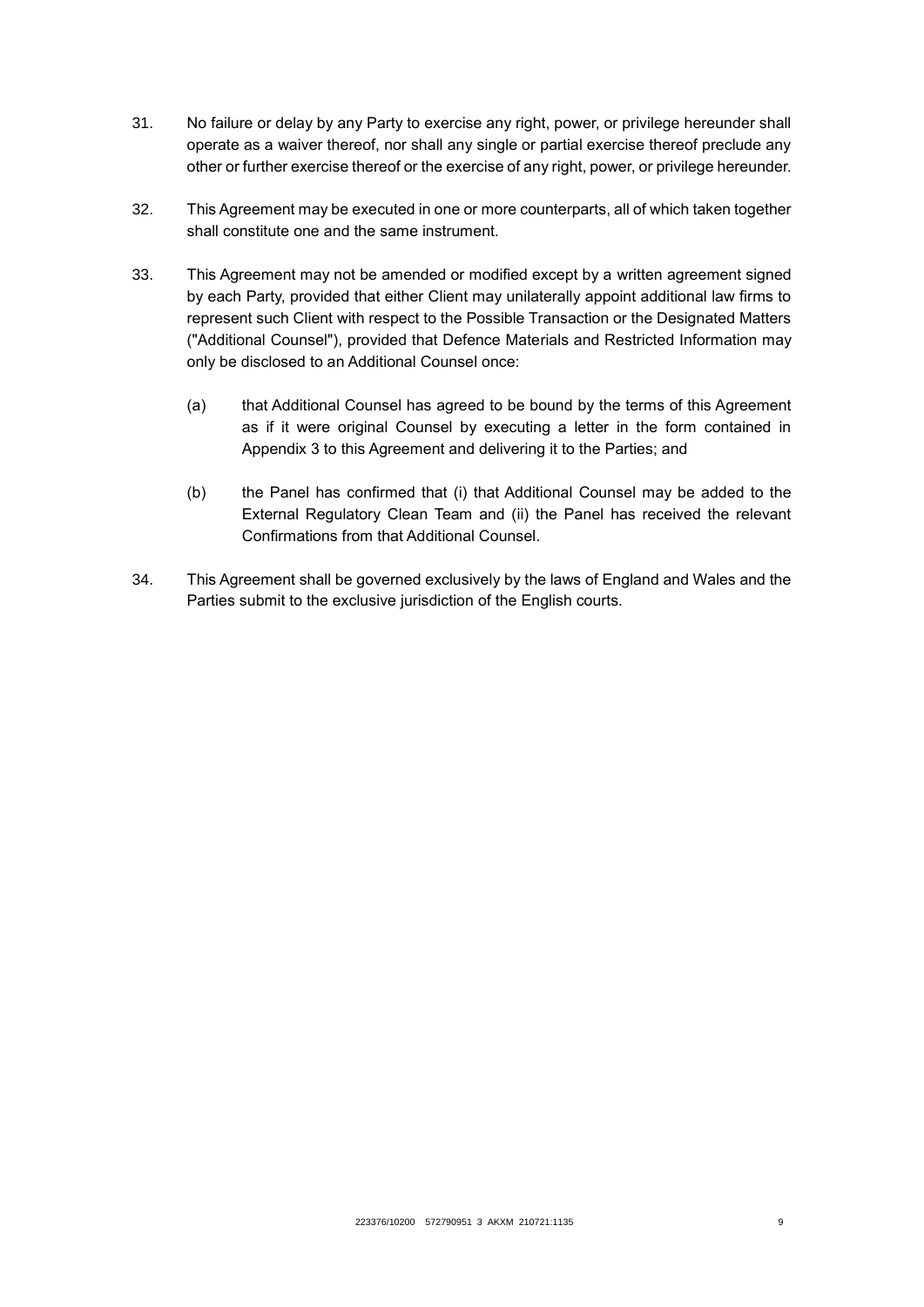31. No failure or delay by any Party to exercise any right, power, or privilege hereunder shall operate as a waiver thereof, nor shall any single or partial exercise thereof preclude any other or further exercise thereof or the exercise of any right, power, or privilege hereunder.

32. This Agreement may be executed in one or more counterparts, all of which taken together shall constitute one and the same instrument.

33. This Agreement may not be amended or modified except by a written agreement signed by each Party, provided that either Client may unilaterally appoint additional law firms to represent such Client with respect to the Possible Transaction or the Designated Matters ("Additional Counsel"), provided that Defence Materials and Restricted Information may only be disclosed to an Additional Counsel once:

    (a) that Additional Counsel has agreed to be bound by the terms of this Agreement as if it were original Counsel by executing a letter in the form contained in Appendix 3 to this Agreement and delivering it to the Parties; and

    (b) the Panel has confirmed that (i) that Additional Counsel may be added to the External Regulatory Clean Team and (ii) the Panel has received the relevant Confirmations from that Additional Counsel.

34. This Agreement shall be governed exclusively by the laws of England and Wales and the Parties submit to the exclusive jurisdiction of the English courts.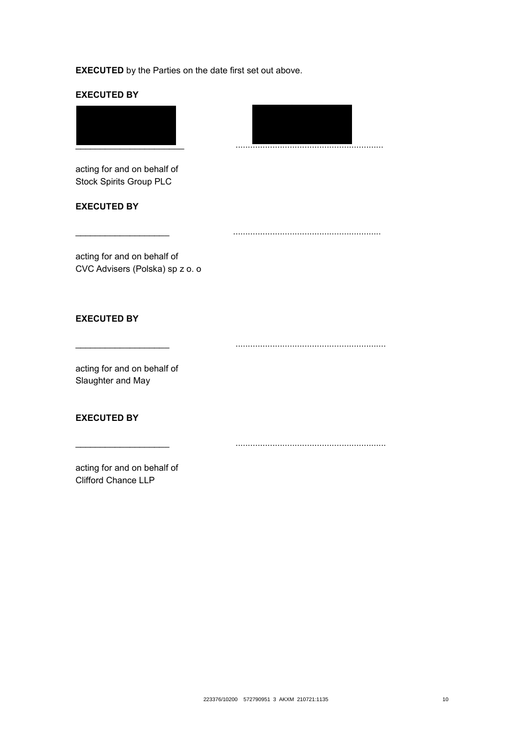**EXECUTED** by the Parties on the date first set out above.

**EXECUTED BY**

______________________ ............................................................

acting for and on behalf of
Stock Spirits Group PLC

**EXECUTED BY**

___________________ ............................................................

acting for and on behalf of
CVC Advisers (Polska) sp z o. o

**EXECUTED BY**

___________________ ............................................................

acting for and on behalf of
Slaughter and May

**EXECUTED BY**

___________________ ............................................................

acting for and on behalf of
Clifford Chance LLP

223376/10200 572790951 3 AKXM 210721:1135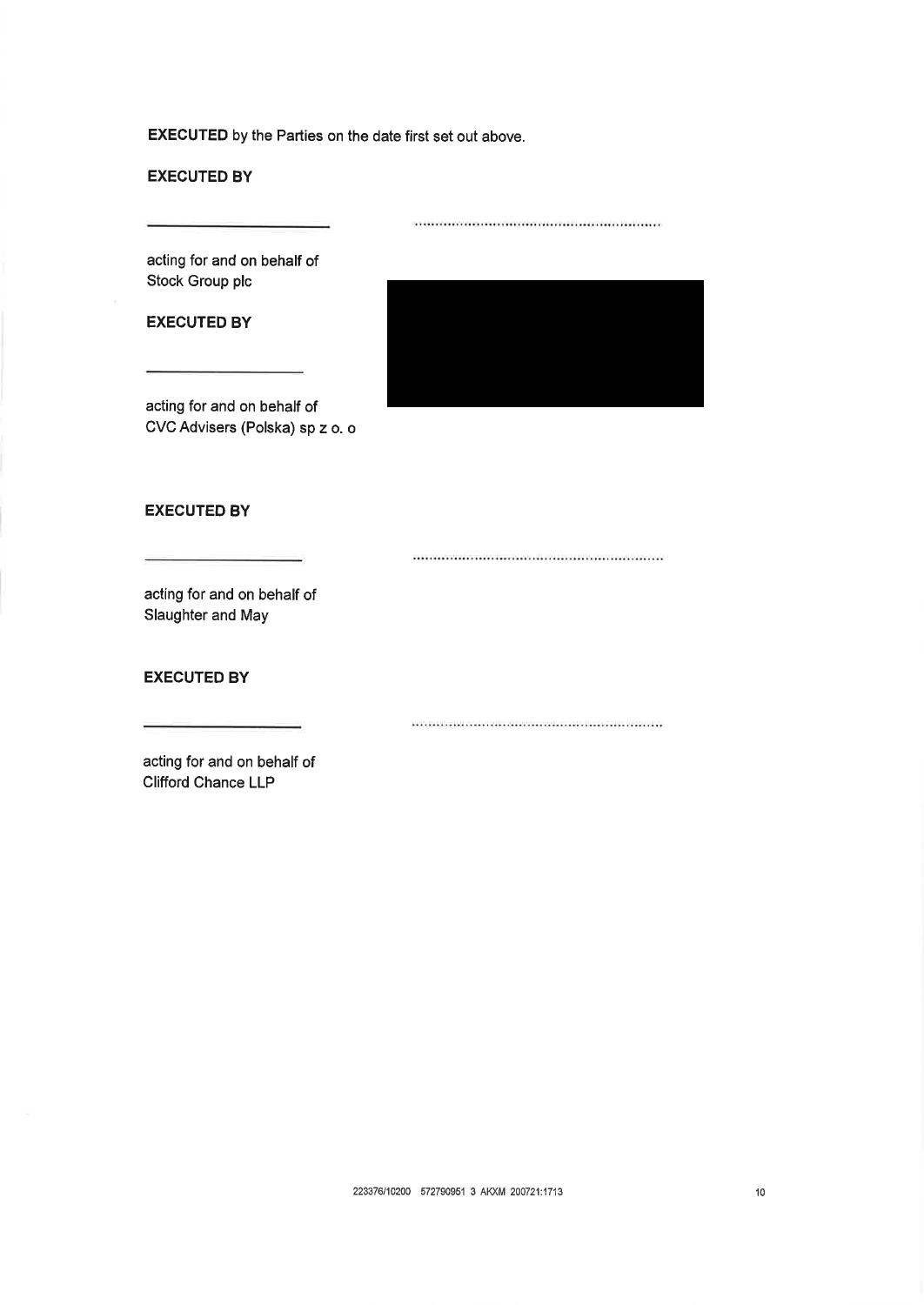**EXECUTED** by the Parties on the date first set out above.

**EXECUTED BY**

\_\_\_\_\_\_\_\_\_\_\_\_\_\_\_\_\_\_\_\_ ..............................................................

acting for and on behalf of
Stock Group plc

**EXECUTED BY**

\_\_\_\_\_\_\_\_\_\_\_\_\_\_\_\_\_\_\_\_

acting for and on behalf of
CVC Advisers (Polska) sp z o. o

**EXECUTED BY**

\_\_\_\_\_\_\_\_\_\_\_\_\_\_\_\_\_\_\_\_ ..............................................................

acting for and on behalf of
Slaughter and May

**EXECUTED BY**

\_\_\_\_\_\_\_\_\_\_\_\_\_\_\_\_\_\_\_\_ ..............................................................

acting for and on behalf of
Clifford Chance LLP

223376/10200 572790951 3 AKXM 200721:1713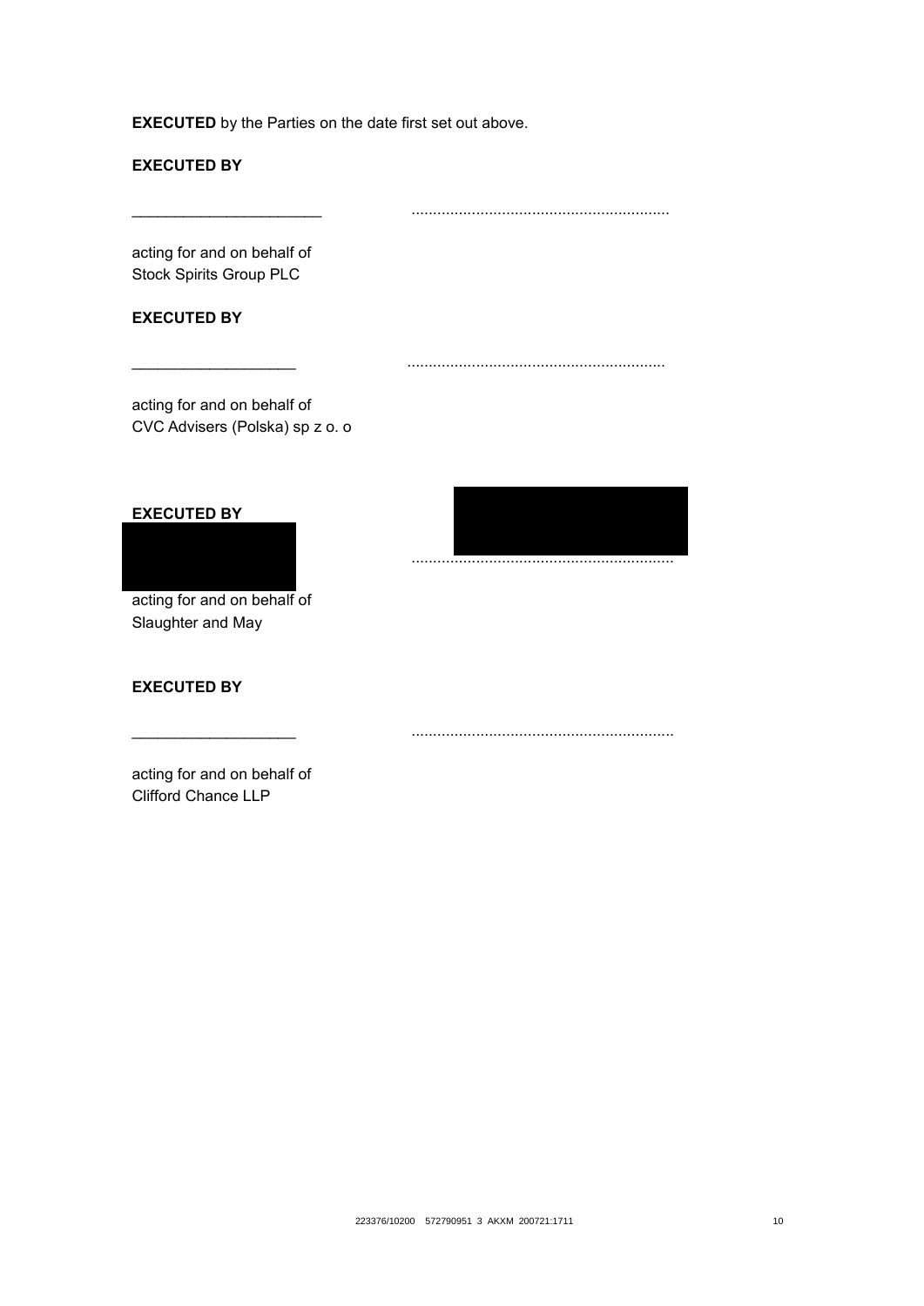**EXECUTED** by the Parties on the date first set out above.

**EXECUTED BY**

______________________ ............................................................

acting for and on behalf of
Stock Spirits Group PLC

**EXECUTED BY**

____________________ ............................................................

acting for and on behalf of
CVC Advisers (Polska) sp z o. o

**EXECUTED BY**

............................................................

acting for and on behalf of
Slaughter and May

**EXECUTED BY**

____________________ ............................................................

acting for and on behalf of
Clifford Chance LLP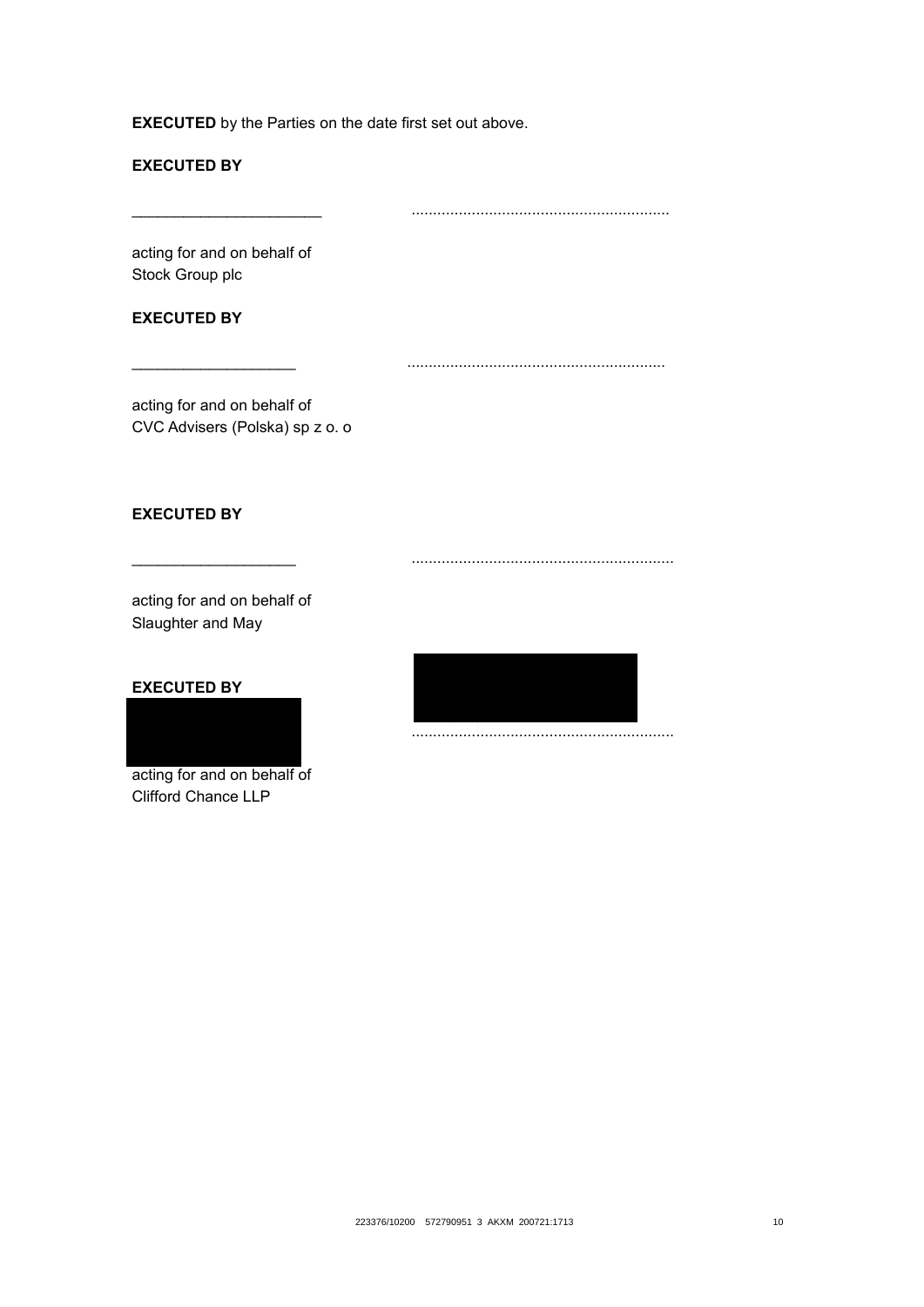**EXECUTED** by the Parties on the date first set out above.

**EXECUTED BY**

\_\_\_\_\_\_\_\_\_\_\_\_\_\_\_\_\_\_\_\_\_\_ ............................................................

acting for and on behalf of
Stock Group plc

**EXECUTED BY**

\_\_\_\_\_\_\_\_\_\_\_\_\_\_\_\_\_\_\_ ............................................................

acting for and on behalf of
CVC Advisers (Polska) sp z o. o

**EXECUTED BY**

\_\_\_\_\_\_\_\_\_\_\_\_\_\_\_\_\_\_\_ ............................................................

acting for and on behalf of
Slaughter and May

**EXECUTED BY**

............................................................

acting for and on behalf of
Clifford Chance LLP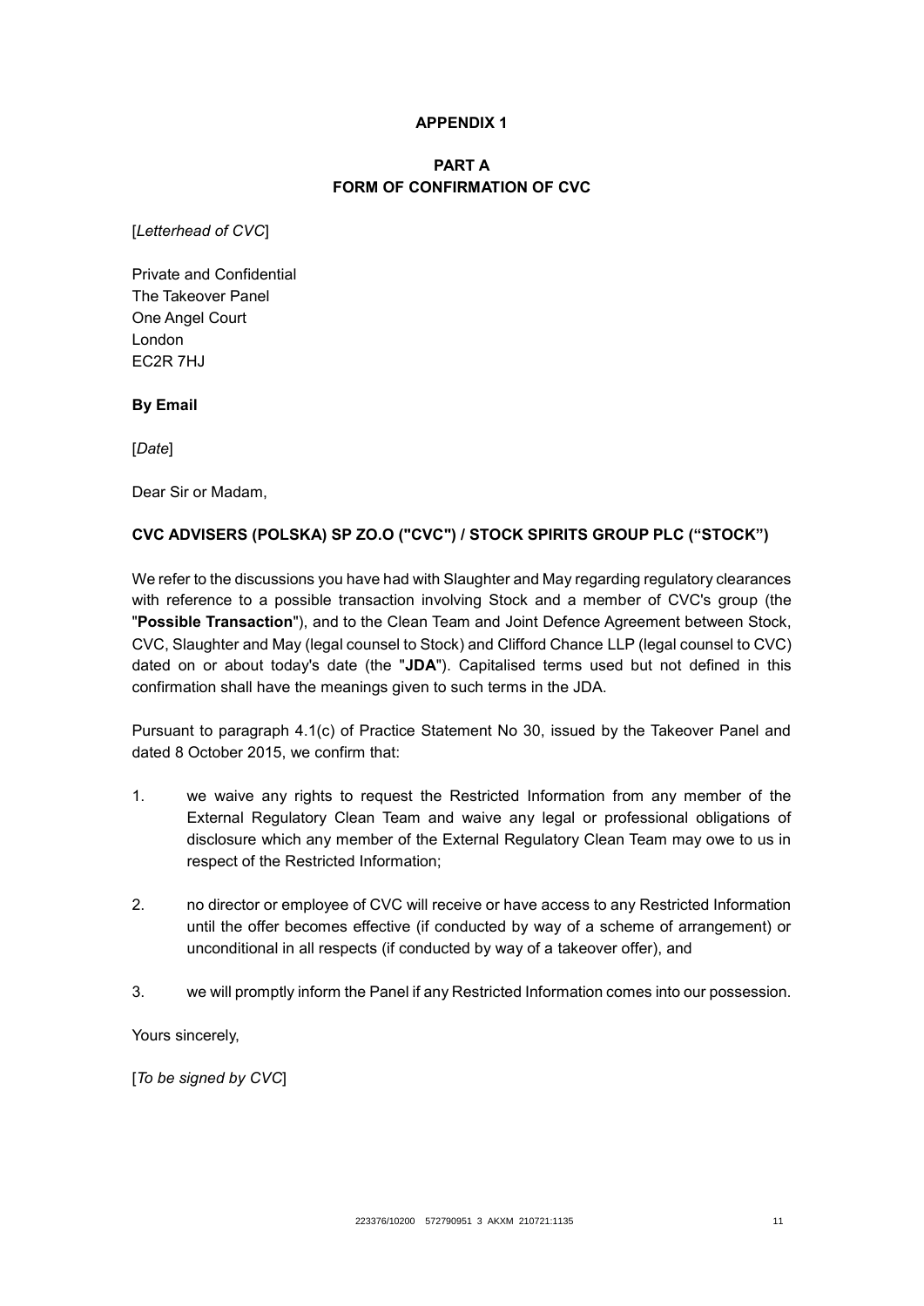**APPENDIX 1**

**PART A**
**FORM OF CONFIRMATION OF CVC**

[*Letterhead of CVC*]

Private and Confidential
The Takeover Panel
One Angel Court
London
EC2R 7HJ

**By Email**

[*Date*]

Dear Sir or Madam,

**CVC ADVISERS (POLSKA) SP ZO.O ("CVC") / STOCK SPIRITS GROUP PLC ("STOCK")**

We refer to the discussions you have had with Slaughter and May regarding regulatory clearances with reference to a possible transaction involving Stock and a member of CVC's group (the "**Possible Transaction**"), and to the Clean Team and Joint Defence Agreement between Stock, CVC, Slaughter and May (legal counsel to Stock) and Clifford Chance LLP (legal counsel to CVC) dated on or about today's date (the "**JDA**"). Capitalised terms used but not defined in this confirmation shall have the meanings given to such terms in the JDA.

Pursuant to paragraph 4.1(c) of Practice Statement No 30, issued by the Takeover Panel and dated 8 October 2015, we confirm that:

1. we waive any rights to request the Restricted Information from any member of the External Regulatory Clean Team and waive any legal or professional obligations of disclosure which any member of the External Regulatory Clean Team may owe to us in respect of the Restricted Information;

2. no director or employee of CVC will receive or have access to any Restricted Information until the offer becomes effective (if conducted by way of a scheme of arrangement) or unconditional in all respects (if conducted by way of a takeover offer), and

3. we will promptly inform the Panel if any Restricted Information comes into our possession.

Yours sincerely,

[*To be signed by CVC*]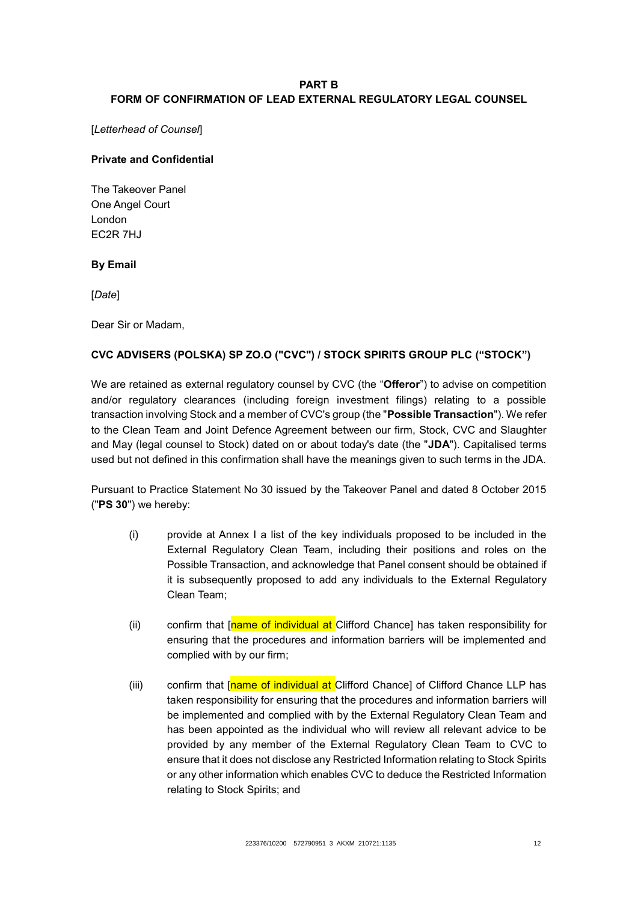## PART B
## FORM OF CONFIRMATION OF LEAD EXTERNAL REGULATORY LEGAL COUNSEL

[*Letterhead of Counsel*]

**Private and Confidential**

The Takeover Panel
One Angel Court
London
EC2R 7HJ

**By Email**

[*Date*]

Dear Sir or Madam,

**CVC ADVISERS (POLSKA) SP ZO.O ("CVC") / STOCK SPIRITS GROUP PLC ("STOCK")**

We are retained as external regulatory counsel by CVC (the "**Offeror**") to advise on competition and/or regulatory clearances (including foreign investment filings) relating to a possible transaction involving Stock and a member of CVC's group (the "**Possible Transaction**"). We refer to the Clean Team and Joint Defence Agreement between our firm, Stock, CVC and Slaughter and May (legal counsel to Stock) dated on or about today's date (the "**JDA**"). Capitalised terms used but not defined in this confirmation shall have the meanings given to such terms in the JDA.

Pursuant to Practice Statement No 30 issued by the Takeover Panel and dated 8 October 2015 ("**PS 30**") we hereby:

(i) provide at Annex I a list of the key individuals proposed to be included in the External Regulatory Clean Team, including their positions and roles on the Possible Transaction, and acknowledge that Panel consent should be obtained if it is subsequently proposed to add any individuals to the External Regulatory Clean Team;

(ii) confirm that [name of individual at Clifford Chance] has taken responsibility for ensuring that the procedures and information barriers will be implemented and complied with by our firm;

(iii) confirm that [name of individual at Clifford Chance] of Clifford Chance LLP has taken responsibility for ensuring that the procedures and information barriers will be implemented and complied with by the External Regulatory Clean Team and has been appointed as the individual who will review all relevant advice to be provided by any member of the External Regulatory Clean Team to CVC to ensure that it does not disclose any Restricted Information relating to Stock Spirits or any other information which enables CVC to deduce the Restricted Information relating to Stock Spirits; and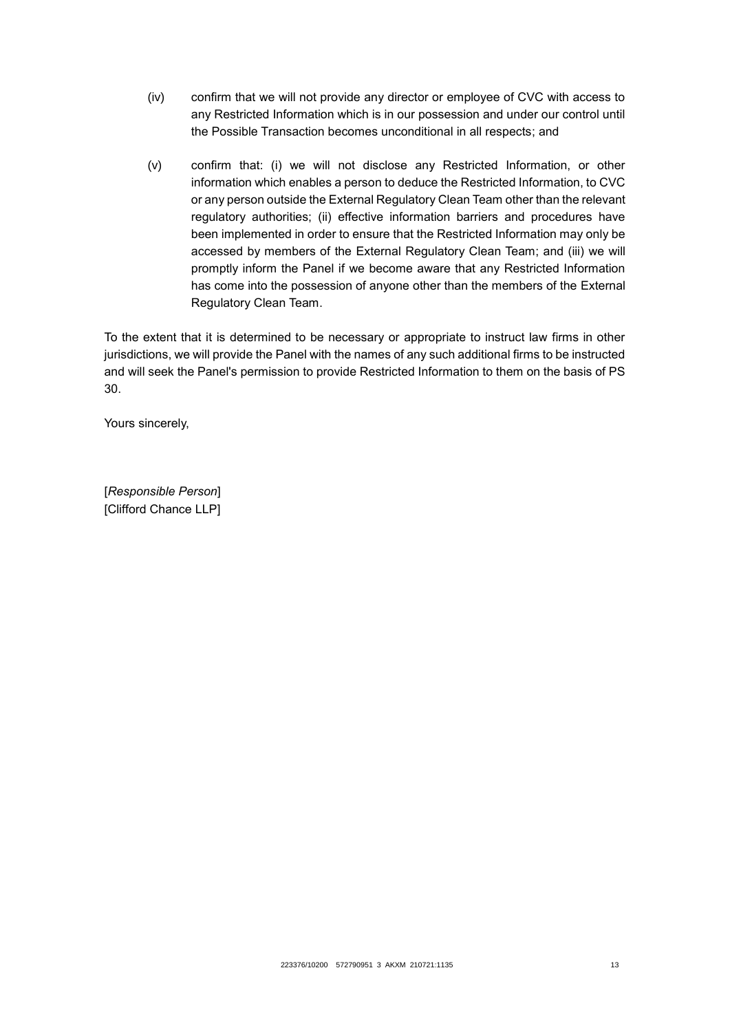(iv) confirm that we will not provide any director or employee of CVC with access to any Restricted Information which is in our possession and under our control until the Possible Transaction becomes unconditional in all respects; and

(v) confirm that: (i) we will not disclose any Restricted Information, or other information which enables a person to deduce the Restricted Information, to CVC or any person outside the External Regulatory Clean Team other than the relevant regulatory authorities; (ii) effective information barriers and procedures have been implemented in order to ensure that the Restricted Information may only be accessed by members of the External Regulatory Clean Team; and (iii) we will promptly inform the Panel if we become aware that any Restricted Information has come into the possession of anyone other than the members of the External Regulatory Clean Team.

To the extent that it is determined to be necessary or appropriate to instruct law firms in other jurisdictions, we will provide the Panel with the names of any such additional firms to be instructed and will seek the Panel's permission to provide Restricted Information to them on the basis of PS 30.

Yours sincerely,

[*Responsible Person*]
[Clifford Chance LLP]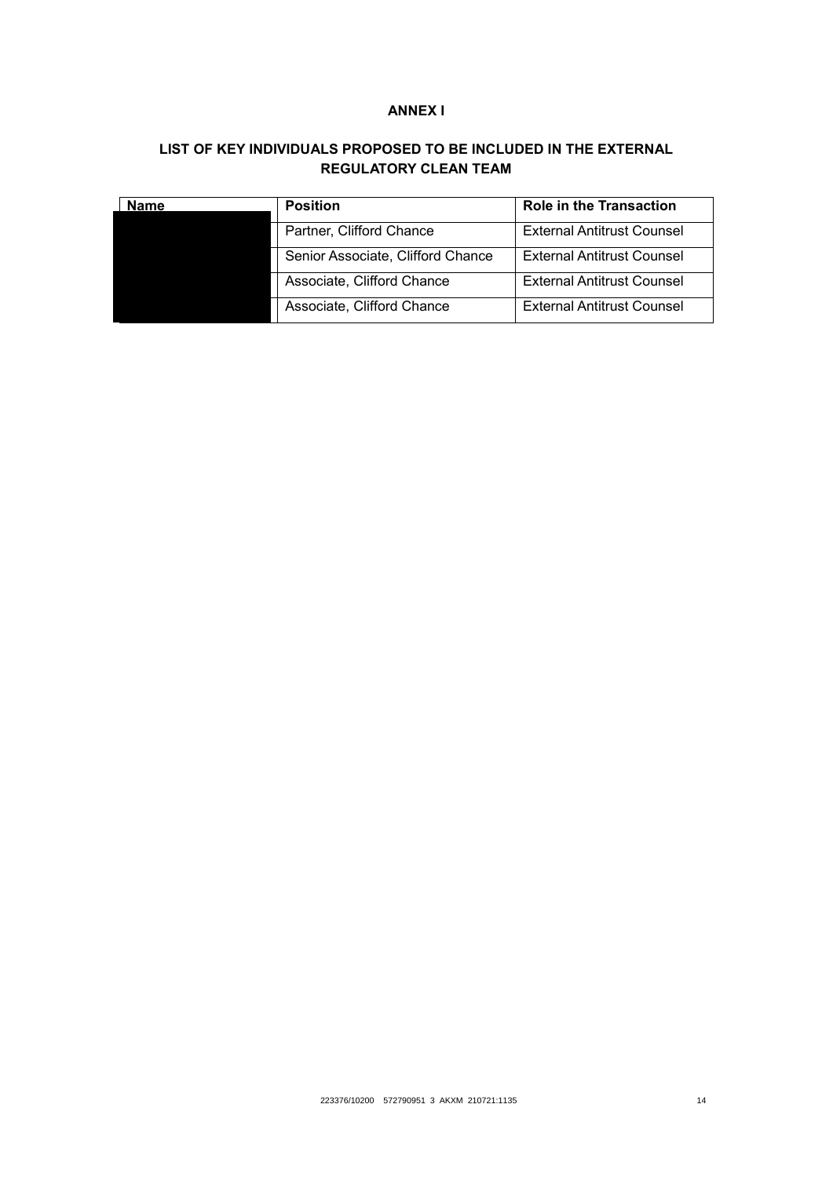**ANNEX I**

**LIST OF KEY INDIVIDUALS PROPOSED TO BE INCLUDED IN THE EXTERNAL REGULATORY CLEAN TEAM**

| Name | Position | Role in the Transaction |
|---|---|---|
| | Partner, Clifford Chance | External Antitrust Counsel |
| | Senior Associate, Clifford Chance | External Antitrust Counsel |
| | Associate, Clifford Chance | External Antitrust Counsel |
| | Associate, Clifford Chance | External Antitrust Counsel |

223376/10200 572790951 3 AKXM 210721:1135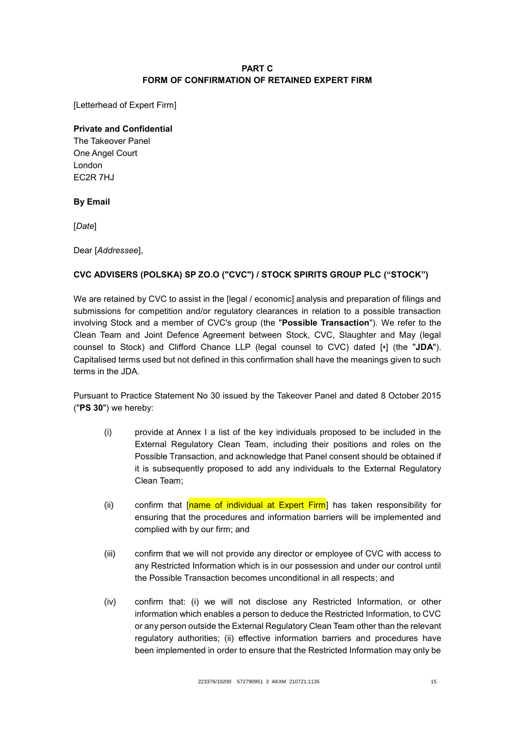## PART C
## FORM OF CONFIRMATION OF RETAINED EXPERT FIRM

[Letterhead of Expert Firm]

**Private and Confidential**
The Takeover Panel
One Angel Court
London
EC2R 7HJ

**By Email**

[*Date*]

Dear [*Addressee*],

**CVC ADVISERS (POLSKA) SP ZO.O ("CVC") / STOCK SPIRITS GROUP PLC ("STOCK")**

We are retained by CVC to assist in the [legal / economic] analysis and preparation of filings and submissions for competition and/or regulatory clearances in relation to a possible transaction involving Stock and a member of CVC's group (the "**Possible Transaction**"). We refer to the Clean Team and Joint Defence Agreement between Stock, CVC, Slaughter and May (legal counsel to Stock) and Clifford Chance LLP (legal counsel to CVC) dated [•] (the "**JDA**"). Capitalised terms used but not defined in this confirmation shall have the meanings given to such terms in the JDA.

Pursuant to Practice Statement No 30 issued by the Takeover Panel and dated 8 October 2015 ("**PS 30**") we hereby:

(i) provide at Annex I a list of the key individuals proposed to be included in the External Regulatory Clean Team, including their positions and roles on the Possible Transaction, and acknowledge that Panel consent should be obtained if it is subsequently proposed to add any individuals to the External Regulatory Clean Team;

(ii) confirm that [name of individual at Expert Firm] has taken responsibility for ensuring that the procedures and information barriers will be implemented and complied with by our firm; and

(iii) confirm that we will not provide any director or employee of CVC with access to any Restricted Information which is in our possession and under our control until the Possible Transaction becomes unconditional in all respects; and

(iv) confirm that: (i) we will not disclose any Restricted Information, or other information which enables a person to deduce the Restricted Information, to CVC or any person outside the External Regulatory Clean Team other than the relevant regulatory authorities; (ii) effective information barriers and procedures have been implemented in order to ensure that the Restricted Information may only be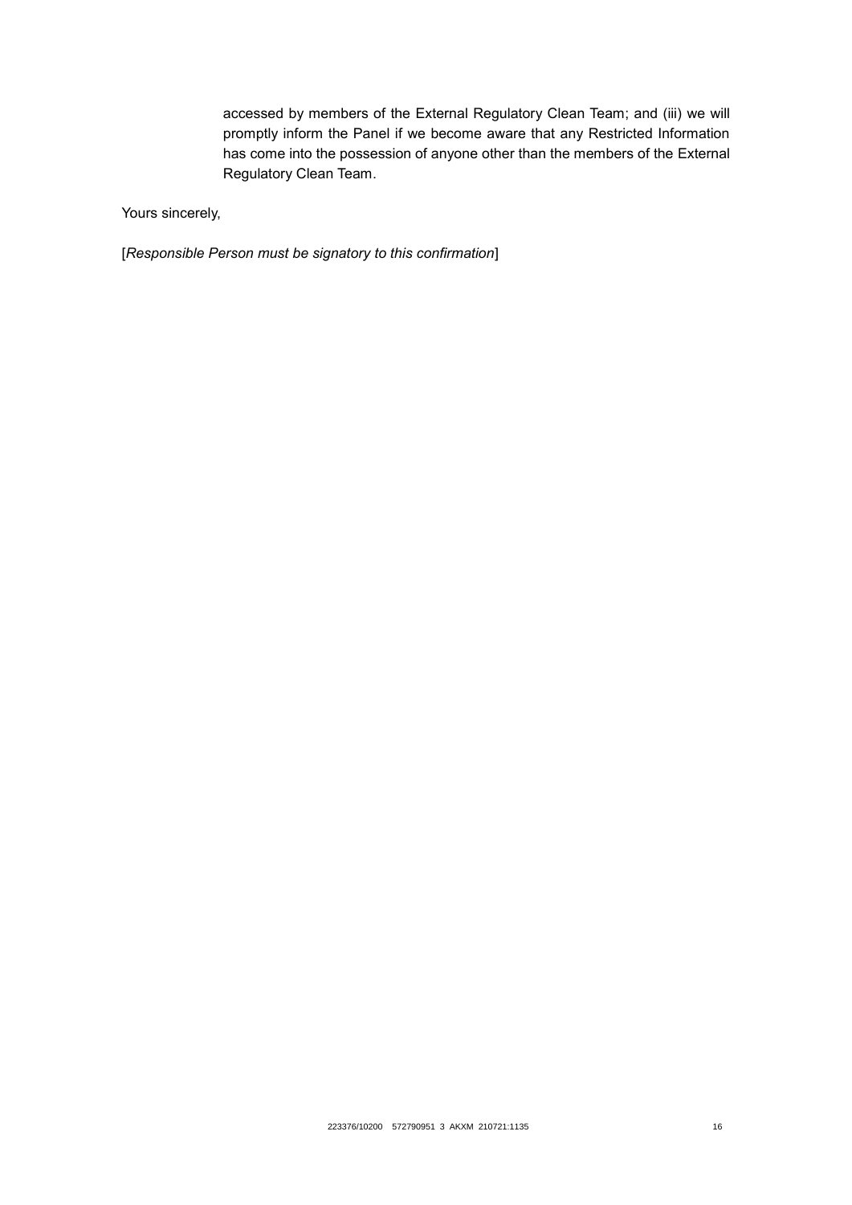accessed by members of the External Regulatory Clean Team; and (iii) we will promptly inform the Panel if we become aware that any Restricted Information has come into the possession of anyone other than the members of the External Regulatory Clean Team.

Yours sincerely,

[*Responsible Person must be signatory to this confirmation*]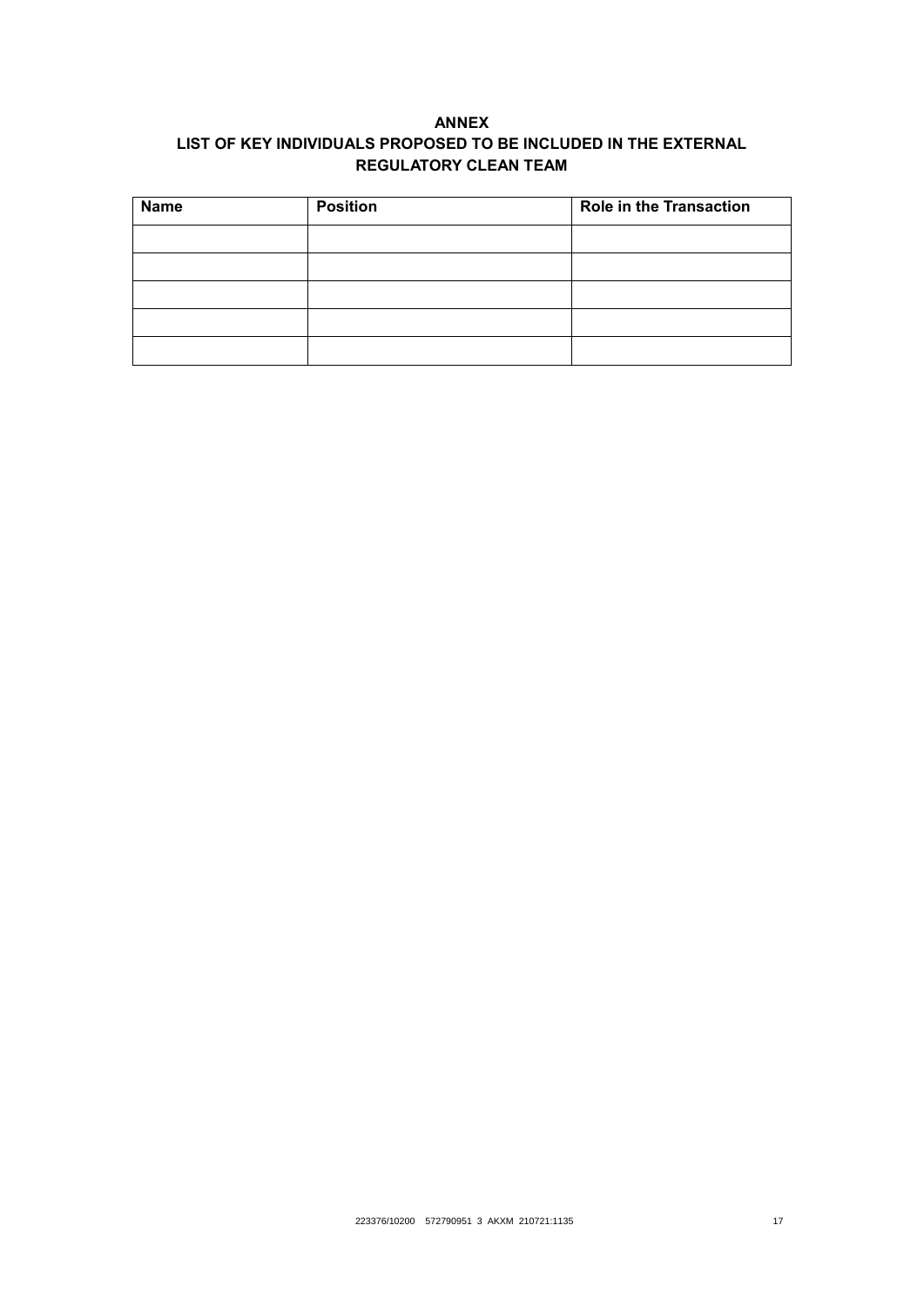# ANNEX

## LIST OF KEY INDIVIDUALS PROPOSED TO BE INCLUDED IN THE EXTERNAL REGULATORY CLEAN TEAM

| Name | Position | Role in the Transaction |
|---|---|---|
| | | |
| | | |
| | | |
| | | |
| | | |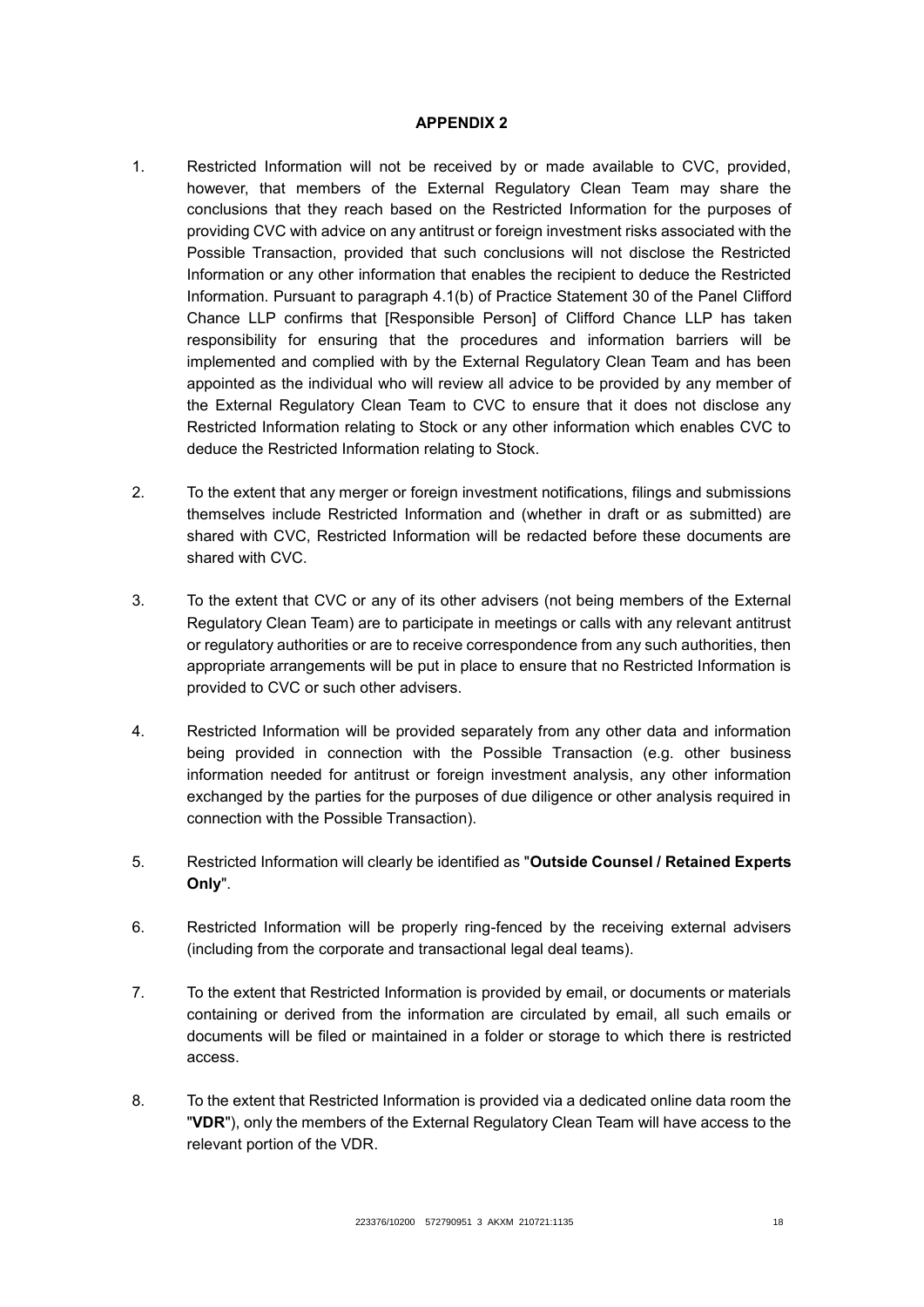**APPENDIX 2**

1. Restricted Information will not be received by or made available to CVC, provided, however, that members of the External Regulatory Clean Team may share the conclusions that they reach based on the Restricted Information for the purposes of providing CVC with advice on any antitrust or foreign investment risks associated with the Possible Transaction, provided that such conclusions will not disclose the Restricted Information or any other information that enables the recipient to deduce the Restricted Information. Pursuant to paragraph 4.1(b) of Practice Statement 30 of the Panel Clifford Chance LLP confirms that [Responsible Person] of Clifford Chance LLP has taken responsibility for ensuring that the procedures and information barriers will be implemented and complied with by the External Regulatory Clean Team and has been appointed as the individual who will review all advice to be provided by any member of the External Regulatory Clean Team to CVC to ensure that it does not disclose any Restricted Information relating to Stock or any other information which enables CVC to deduce the Restricted Information relating to Stock.

2. To the extent that any merger or foreign investment notifications, filings and submissions themselves include Restricted Information and (whether in draft or as submitted) are shared with CVC, Restricted Information will be redacted before these documents are shared with CVC.

3. To the extent that CVC or any of its other advisers (not being members of the External Regulatory Clean Team) are to participate in meetings or calls with any relevant antitrust or regulatory authorities or are to receive correspondence from any such authorities, then appropriate arrangements will be put in place to ensure that no Restricted Information is provided to CVC or such other advisers.

4. Restricted Information will be provided separately from any other data and information being provided in connection with the Possible Transaction (e.g. other business information needed for antitrust or foreign investment analysis, any other information exchanged by the parties for the purposes of due diligence or other analysis required in connection with the Possible Transaction).

5. Restricted Information will clearly be identified as "**Outside Counsel / Retained Experts Only**".

6. Restricted Information will be properly ring-fenced by the receiving external advisers (including from the corporate and transactional legal deal teams).

7. To the extent that Restricted Information is provided by email, or documents or materials containing or derived from the information are circulated by email, all such emails or documents will be filed or maintained in a folder or storage to which there is restricted access.

8. To the extent that Restricted Information is provided via a dedicated online data room the "**VDR**"), only the members of the External Regulatory Clean Team will have access to the relevant portion of the VDR.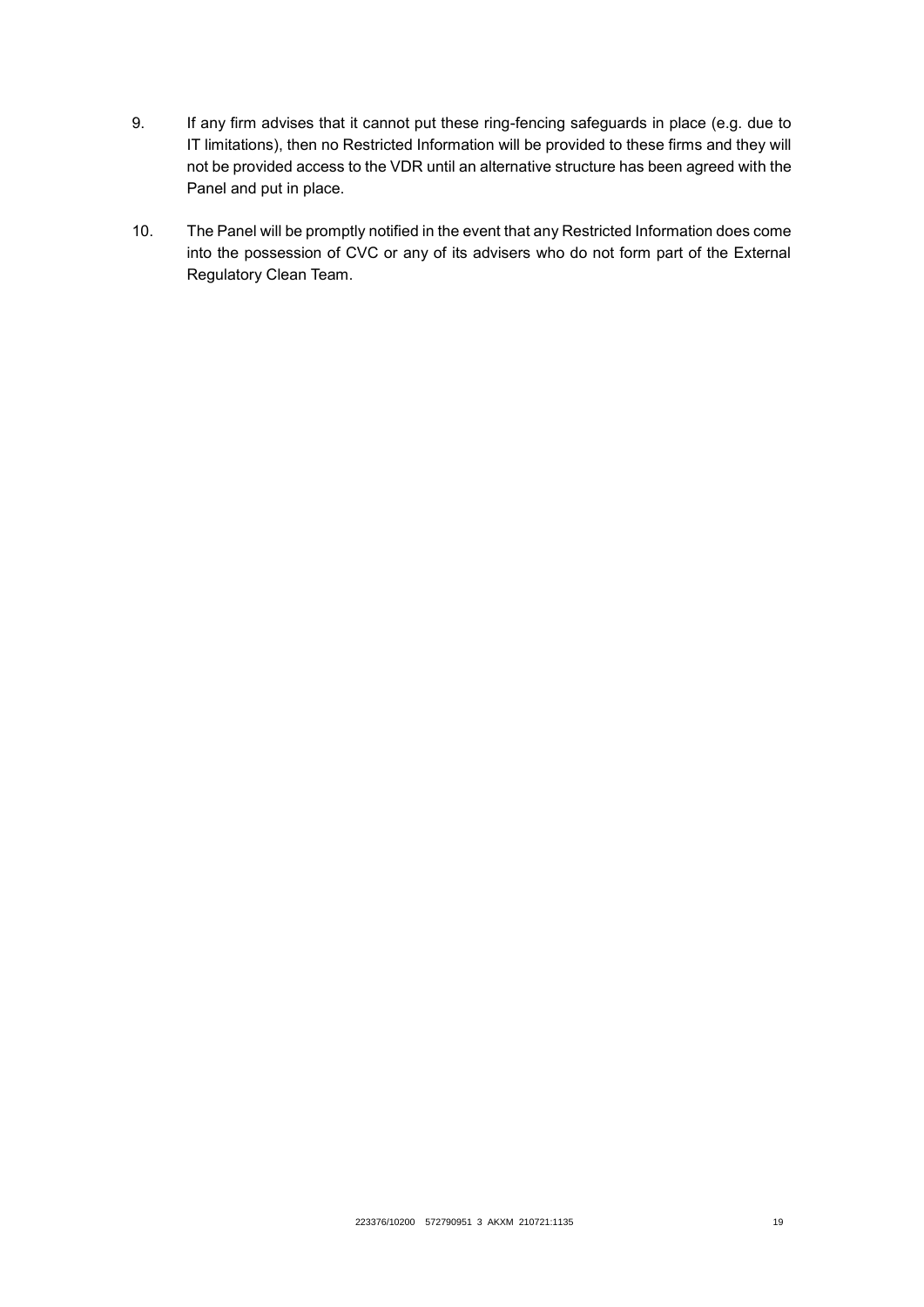9. If any firm advises that it cannot put these ring-fencing safeguards in place (e.g. due to IT limitations), then no Restricted Information will be provided to these firms and they will not be provided access to the VDR until an alternative structure has been agreed with the Panel and put in place.

10. The Panel will be promptly notified in the event that any Restricted Information does come into the possession of CVC or any of its advisers who do not form part of the External Regulatory Clean Team.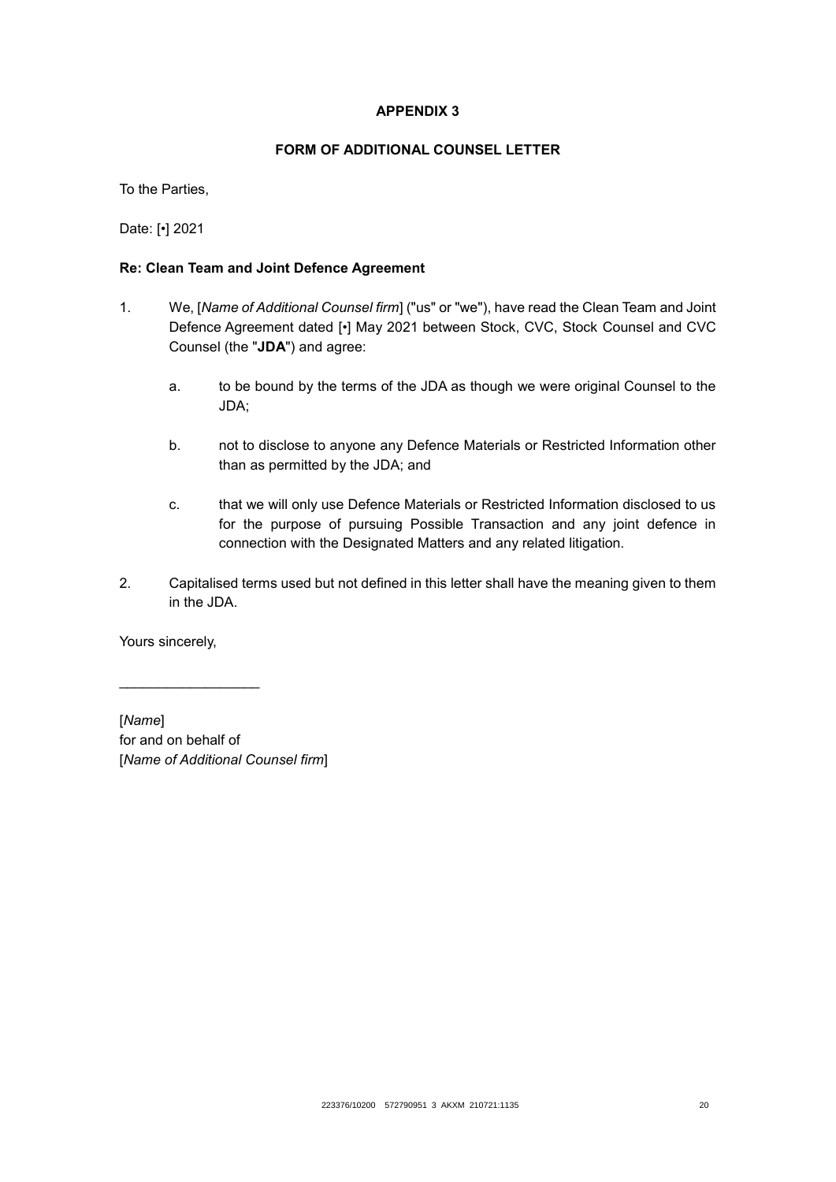# APPENDIX 3

## FORM OF ADDITIONAL COUNSEL LETTER

To the Parties,

Date: [•] 2021

**Re: Clean Team and Joint Defence Agreement**

1. We, [*Name of Additional Counsel firm*] ("us" or "we"), have read the Clean Team and Joint Defence Agreement dated [•] May 2021 between Stock, CVC, Stock Counsel and CVC Counsel (the "**JDA**") and agree:

   a. to be bound by the terms of the JDA as though we were original Counsel to the JDA;

   b. not to disclose to anyone any Defence Materials or Restricted Information other than as permitted by the JDA; and

   c. that we will only use Defence Materials or Restricted Information disclosed to us for the purpose of pursuing Possible Transaction and any joint defence in connection with the Designated Matters and any related litigation.

2. Capitalised terms used but not defined in this letter shall have the meaning given to them in the JDA.

Yours sincerely,

__________________

[*Name*]
for and on behalf of
[*Name of Additional Counsel firm*]